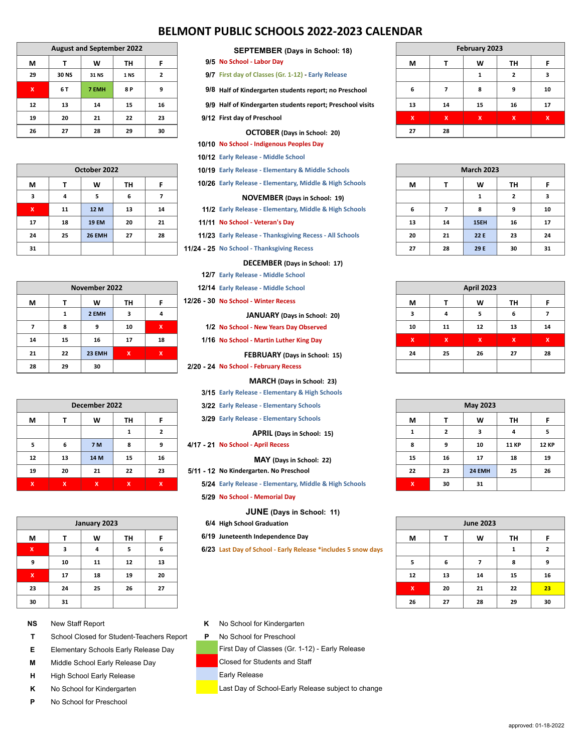# BELMONT PUBLIC SCHOOLS 2022-2023 CALENDAR

| August and September 2022 | | | | |
|---|---|---|---|---|
| M | T | W | TH | F |
| 29 | 30 NS | 31 NS | 1 NS | 2 |
| X | 6 T | 7 EMH | 8 P | 9 |
| 12 | 13 | 14 | 15 | 16 |
| 19 | 20 | 21 | 22 | 23 |
| 26 | 27 | 28 | 29 | 30 |

| October 2022 | | | | |
|---|---|---|---|---|
| M | T | W | TH | F |
| 3 | 4 | 5 | 6 | 7 |
| X | 11 | 12 M | 13 | 14 |
| 17 | 18 | 19 EM | 20 | 21 |
| 24 | 25 | 26 EMH | 27 | 28 |
| 31 | | | | |

| November 2022 | | | | |
|---|---|---|---|---|
| M | T | W | TH | F |
| | 1 | 2 EMH | 3 | 4 |
| 7 | 8 | 9 | 10 | X |
| 14 | 15 | 16 | 17 | 18 |
| 21 | 22 | 23 EMH | X | X |
| 28 | 29 | 30 | | |

| December 2022 | | | | |
|---|---|---|---|---|
| M | T | W | TH | F |
| | | | 1 | 2 |
| 5 | 6 | 7 M | 8 | 9 |
| 12 | 13 | 14 M | 15 | 16 |
| 19 | 20 | 21 | 22 | 23 |
| X | X | X | X | X |

| January 2023 | | | | |
|---|---|---|---|---|
| M | T | W | TH | F |
| X | 3 | 4 | 5 | 6 |
| 9 | 10 | 11 | 12 | 13 |
| X | 17 | 18 | 19 | 20 |
| 23 | 24 | 25 | 26 | 27 |
| 30 | 31 | | | |

**SEPTEMBER** (Days in School: 18)

- **9/5** No School - Labor Day
- **9/7** First day of Classes (Gr. 1-12) - Early Release
- **9/8** Half of Kindergarten students report; no Preschool
- **9/9** Half of Kindergarten students report; Preschool visits
- **9/12** First day of Preschool

**OCTOBER** (Days in School: 20)

- **10/10** No School - Indigenous Peoples Day
- **10/12** Early Release - Middle School
- **10/19** Early Release - Elementary & Middle Schools
- **10/26** Early Release - Elementary, Middle & High Schools

**NOVEMBER** (Days in School: 19)

- **11/2** Early Release - Elementary, Middle & High Schools
- **11/11** No School - Veteran's Day
- **11/23** Early Release - Thanksgiving Recess - All Schools
- **11/24 - 25** No School - Thanksgiving Recess

**DECEMBER** (Days in School: 17)

- **12/7** Early Release - Middle School
- **12/14** Early Release - Middle School
- **12/26 - 30** No School - Winter Recess

**JANUARY** (Days in School: 20)

- **1/2** No School - New Years Day Observed
- **1/16** No School - Martin Luther King Day

**FEBRUARY** (Days in School: 15)

- **2/20 - 24** No School - February Recess

**MARCH** (Days in School: 23)

- **3/15** Early Release - Elementary & High Schools
- **3/22** Early Release - Elementary Schools
- **3/29** Early Release - Elementary Schools

**APRIL** (Days in School: 15)

- **4/17 - 21** No School - April Recess

**MAY** (Days in School: 22)

- **5/11 - 12** No Kindergarten. No Preschool
- **5/24** Early Release - Elementary, Middle & High Schools
- **5/29** No School - Memorial Day

**JUNE** (Days in School: 11)

- **6/4** High School Graduation
- **6/19** Juneteenth Independence Day
- **6/23** Last Day of School - Early Release *includes 5 snow days

| February 2023 | | | | |
|---|---|---|---|---|
| M | T | W | TH | F |
| | | 1 | 2 | 3 |
| 6 | 7 | 8 | 9 | 10 |
| 13 | 14 | 15 | 16 | 17 |
| X | X | X | X | X |
| 27 | 28 | | | |

| March 2023 | | | | |
|---|---|---|---|---|
| M | T | W | TH | F |
| | | 1 | 2 | 3 |
| 6 | 7 | 8 | 9 | 10 |
| 13 | 14 | 15EH | 16 | 17 |
| 20 | 21 | 22 E | 23 | 24 |
| 27 | 28 | 29 E | 30 | 31 |

| April 2023 | | | | |
|---|---|---|---|---|
| M | T | W | TH | F |
| 3 | 4 | 5 | 6 | 7 |
| 10 | 11 | 12 | 13 | 14 |
| X | X | X | X | X |
| 24 | 25 | 26 | 27 | 28 |
| | | | | |

| May 2023 | | | | |
|---|---|---|---|---|
| M | T | W | TH | F |
| 1 | 2 | 3 | 4 | 5 |
| 8 | 9 | 10 | 11 KP | 12 KP |
| 15 | 16 | 17 | 18 | 19 |
| 22 | 23 | 24 EMH | 25 | 26 |
| X | 30 | 31 | | |

| June 2023 | | | | |
|---|---|---|---|---|
| M | T | W | TH | F |
| | | | 1 | 2 |
| 5 | 6 | 7 | 8 | 9 |
| 12 | 13 | 14 | 15 | 16 |
| X | 20 | 21 | 22 | 23 |
| 26 | 27 | 28 | 29 | 30 |

| Code | Meaning |
|---|---|
| NS | New Staff Report |
| T | School Closed for Student-Teachers Report |
| E | Elementary Schools Early Release Day |
| M | Middle School Early Release Day |
| H | High School Early Release |
| K | No School for Kindergarten |
| P | No School for Preschool |

| Key | Meaning |
|---|---|
| K | No School for Kindergarten |
| P | No School for Preschool |
| (green) | First Day of Classes (Gr. 1-12) - Early Release |
| (red) | Closed for Students and Staff |
| (light blue) | Early Release |
| (yellow) | Last Day of School-Early Release subject to change |

approved: 01-18-2022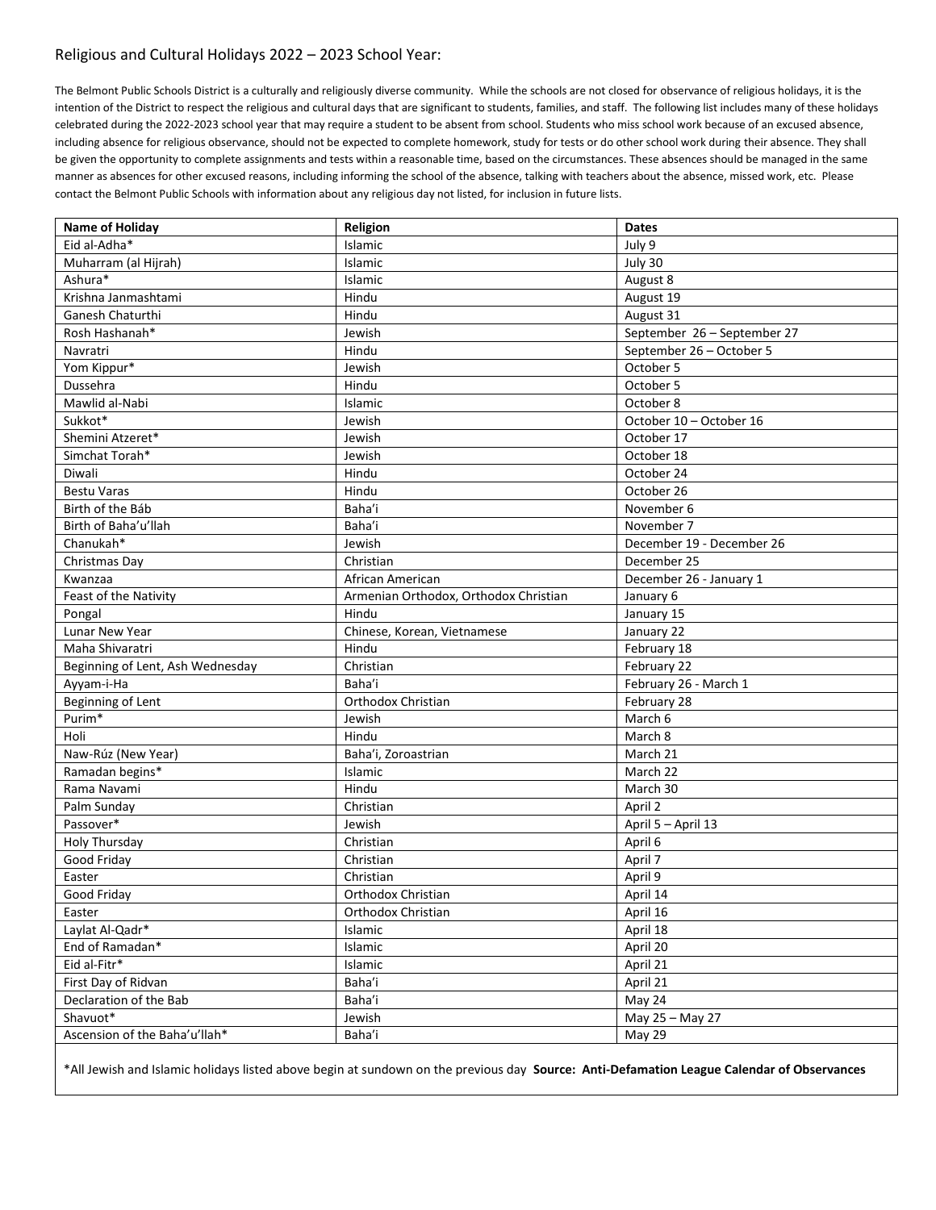Religious and Cultural Holidays 2022 – 2023 School Year:

The Belmont Public Schools District is a culturally and religiously diverse community. While the schools are not closed for observance of religious holidays, it is the intention of the District to respect the religious and cultural days that are significant to students, families, and staff. The following list includes many of these holidays celebrated during the 2022-2023 school year that may require a student to be absent from school. Students who miss school work because of an excused absence, including absence for religious observance, should not be expected to complete homework, study for tests or do other school work during their absence. They shall be given the opportunity to complete assignments and tests within a reasonable time, based on the circumstances. These absences should be managed in the same manner as absences for other excused reasons, including informing the school of the absence, talking with teachers about the absence, missed work, etc. Please contact the Belmont Public Schools with information about any religious day not listed, for inclusion in future lists.

| Name of Holiday | Religion | Dates |
|---|---|---|
| Eid al-Adha* | Islamic | July 9 |
| Muharram (al Hijrah) | Islamic | July 30 |
| Ashura* | Islamic | August 8 |
| Krishna Janmashtami | Hindu | August 19 |
| Ganesh Chaturthi | Hindu | August 31 |
| Rosh Hashanah* | Jewish | September 26 – September 27 |
| Navratri | Hindu | September 26 – October 5 |
| Yom Kippur* | Jewish | October 5 |
| Dussehra | Hindu | October 5 |
| Mawlid al-Nabi | Islamic | October 8 |
| Sukkot* | Jewish | October 10 – October 16 |
| Shemini Atzeret* | Jewish | October 17 |
| Simchat Torah* | Jewish | October 18 |
| Diwali | Hindu | October 24 |
| Bestu Varas | Hindu | October 26 |
| Birth of the Báb | Baha'i | November 6 |
| Birth of Baha'u'llah | Baha'i | November 7 |
| Chanukah* | Jewish | December 19 - December 26 |
| Christmas Day | Christian | December 25 |
| Kwanzaa | African American | December 26 - January 1 |
| Feast of the Nativity | Armenian Orthodox, Orthodox Christian | January 6 |
| Pongal | Hindu | January 15 |
| Lunar New Year | Chinese, Korean, Vietnamese | January 22 |
| Maha Shivaratri | Hindu | February 18 |
| Beginning of Lent, Ash Wednesday | Christian | February 22 |
| Ayyam-i-Ha | Baha'i | February 26 - March 1 |
| Beginning of Lent | Orthodox Christian | February 28 |
| Purim* | Jewish | March 6 |
| Holi | Hindu | March 8 |
| Naw-Rúz (New Year) | Baha'i, Zoroastrian | March 21 |
| Ramadan begins* | Islamic | March 22 |
| Rama Navami | Hindu | March 30 |
| Palm Sunday | Christian | April 2 |
| Passover* | Jewish | April 5 – April 13 |
| Holy Thursday | Christian | April 6 |
| Good Friday | Christian | April 7 |
| Easter | Christian | April 9 |
| Good Friday | Orthodox Christian | April 14 |
| Easter | Orthodox Christian | April 16 |
| Laylat Al-Qadr* | Islamic | April 18 |
| End of Ramadan* | Islamic | April 20 |
| Eid al-Fitr* | Islamic | April 21 |
| First Day of Ridvan | Baha'i | April 21 |
| Declaration of the Bab | Baha'i | May 24 |
| Shavuot* | Jewish | May 25 – May 27 |
| Ascension of the Baha'u'llah* | Baha'i | May 29 |

*All Jewish and Islamic holidays listed above begin at sundown on the previous day **Source: Anti-Defamation League Calendar of Observances**